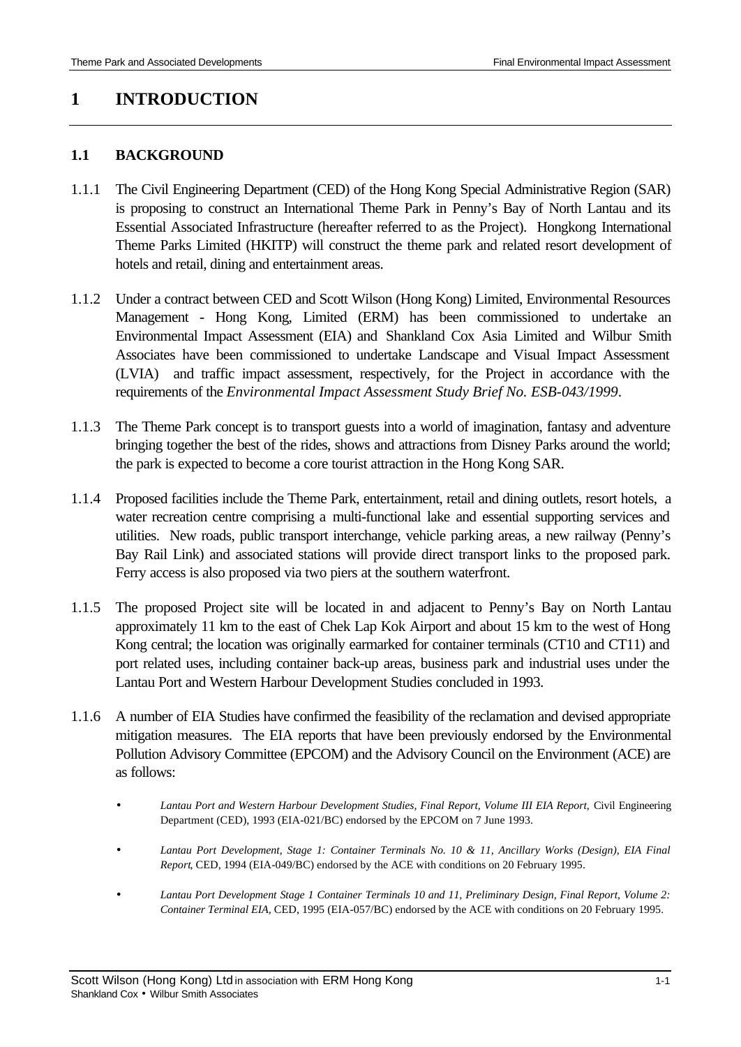# 1 INTRODUCTION

## 1.1 BACKGROUND

1.1.1 The Civil Engineering Department (CED) of the Hong Kong Special Administrative Region (SAR) is proposing to construct an International Theme Park in Penny's Bay of North Lantau and its Essential Associated Infrastructure (hereafter referred to as the Project). Hongkong International Theme Parks Limited (HKITP) will construct the theme park and related resort development of hotels and retail, dining and entertainment areas.

1.1.2 Under a contract between CED and Scott Wilson (Hong Kong) Limited, Environmental Resources Management - Hong Kong, Limited (ERM) has been commissioned to undertake an Environmental Impact Assessment (EIA) and Shankland Cox Asia Limited and Wilbur Smith Associates have been commissioned to undertake Landscape and Visual Impact Assessment (LVIA) and traffic impact assessment, respectively, for the Project in accordance with the requirements of the *Environmental Impact Assessment Study Brief No. ESB-043/1999*.

1.1.3 The Theme Park concept is to transport guests into a world of imagination, fantasy and adventure bringing together the best of the rides, shows and attractions from Disney Parks around the world; the park is expected to become a core tourist attraction in the Hong Kong SAR.

1.1.4 Proposed facilities include the Theme Park, entertainment, retail and dining outlets, resort hotels, a water recreation centre comprising a multi-functional lake and essential supporting services and utilities. New roads, public transport interchange, vehicle parking areas, a new railway (Penny's Bay Rail Link) and associated stations will provide direct transport links to the proposed park. Ferry access is also proposed via two piers at the southern waterfront.

1.1.5 The proposed Project site will be located in and adjacent to Penny's Bay on North Lantau approximately 11 km to the east of Chek Lap Kok Airport and about 15 km to the west of Hong Kong central; the location was originally earmarked for container terminals (CT10 and CT11) and port related uses, including container back-up areas, business park and industrial uses under the Lantau Port and Western Harbour Development Studies concluded in 1993.

1.1.6 A number of EIA Studies have confirmed the feasibility of the reclamation and devised appropriate mitigation measures. The EIA reports that have been previously endorsed by the Environmental Pollution Advisory Committee (EPCOM) and the Advisory Council on the Environment (ACE) are as follows:

- *Lantau Port and Western Harbour Development Studies, Final Report, Volume III EIA Report,* Civil Engineering Department (CED), 1993 (EIA-021/BC) endorsed by the EPCOM on 7 June 1993.
- *Lantau Port Development, Stage 1: Container Terminals No. 10 & 11, Ancillary Works (Design), EIA Final Report*, CED, 1994 (EIA-049/BC) endorsed by the ACE with conditions on 20 February 1995.
- *Lantau Port Development Stage 1 Container Terminals 10 and 11, Preliminary Design, Final Report, Volume 2: Container Terminal EIA,* CED, 1995 (EIA-057/BC) endorsed by the ACE with conditions on 20 February 1995.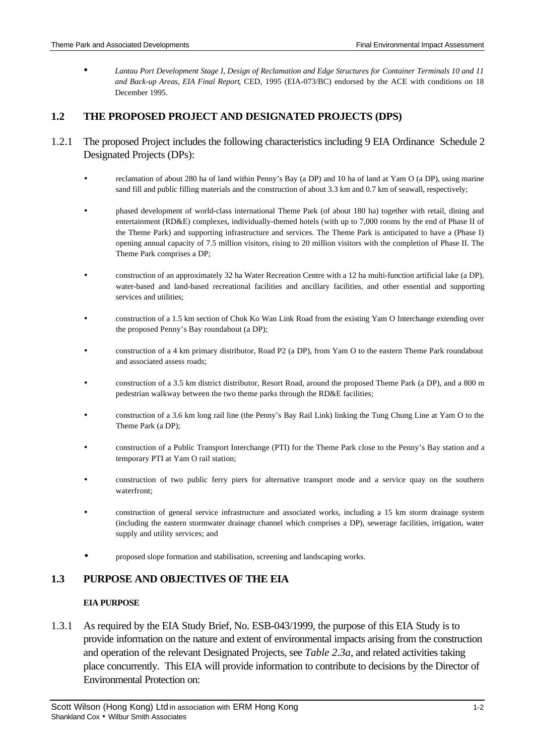- *Lantau Port Development Stage I, Design of Reclamation and Edge Structures for Container Terminals 10 and 11 and Back-up Areas, EIA Final Report*, CED, 1995 (EIA-073/BC) endorsed by the ACE with conditions on 18 December 1995.

## 1.2 THE PROPOSED PROJECT AND DESIGNATED PROJECTS (DPS)

1.2.1 The proposed Project includes the following characteristics including 9 EIA Ordinance Schedule 2 Designated Projects (DPs):

- reclamation of about 280 ha of land within Penny's Bay (a DP) and 10 ha of land at Yam O (a DP), using marine sand fill and public filling materials and the construction of about 3.3 km and 0.7 km of seawall, respectively;

- phased development of world-class international Theme Park (of about 180 ha) together with retail, dining and entertainment (RD&E) complexes, individually-themed hotels (with up to 7,000 rooms by the end of Phase II of the Theme Park) and supporting infrastructure and services. The Theme Park is anticipated to have a (Phase I) opening annual capacity of 7.5 million visitors, rising to 20 million visitors with the completion of Phase II. The Theme Park comprises a DP;

- construction of an approximately 32 ha Water Recreation Centre with a 12 ha multi-function artificial lake (a DP), water-based and land-based recreational facilities and ancillary facilities, and other essential and supporting services and utilities;

- construction of a 1.5 km section of Chok Ko Wan Link Road from the existing Yam O Interchange extending over the proposed Penny's Bay roundabout (a DP);

- construction of a 4 km primary distributor, Road P2 (a DP), from Yam O to the eastern Theme Park roundabout and associated assess roads;

- construction of a 3.5 km district distributor, Resort Road, around the proposed Theme Park (a DP), and a 800 m pedestrian walkway between the two theme parks through the RD&E facilities;

- construction of a 3.6 km long rail line (the Penny's Bay Rail Link) linking the Tung Chung Line at Yam O to the Theme Park (a DP);

- construction of a Public Transport Interchange (PTI) for the Theme Park close to the Penny's Bay station and a temporary PTI at Yam O rail station;

- construction of two public ferry piers for alternative transport mode and a service quay on the southern waterfront;

- construction of general service infrastructure and associated works, including a 15 km storm drainage system (including the eastern stormwater drainage channel which comprises a DP), sewerage facilities, irrigation, water supply and utility services; and

- proposed slope formation and stabilisation, screening and landscaping works.

## 1.3 PURPOSE AND OBJECTIVES OF THE EIA

#### EIA PURPOSE

1.3.1 As required by the EIA Study Brief, No. ESB-043/1999, the purpose of this EIA Study is to provide information on the nature and extent of environmental impacts arising from the construction and operation of the relevant Designated Projects, see *Table 2.3a*, and related activities taking place concurrently. This EIA will provide information to contribute to decisions by the Director of Environmental Protection on: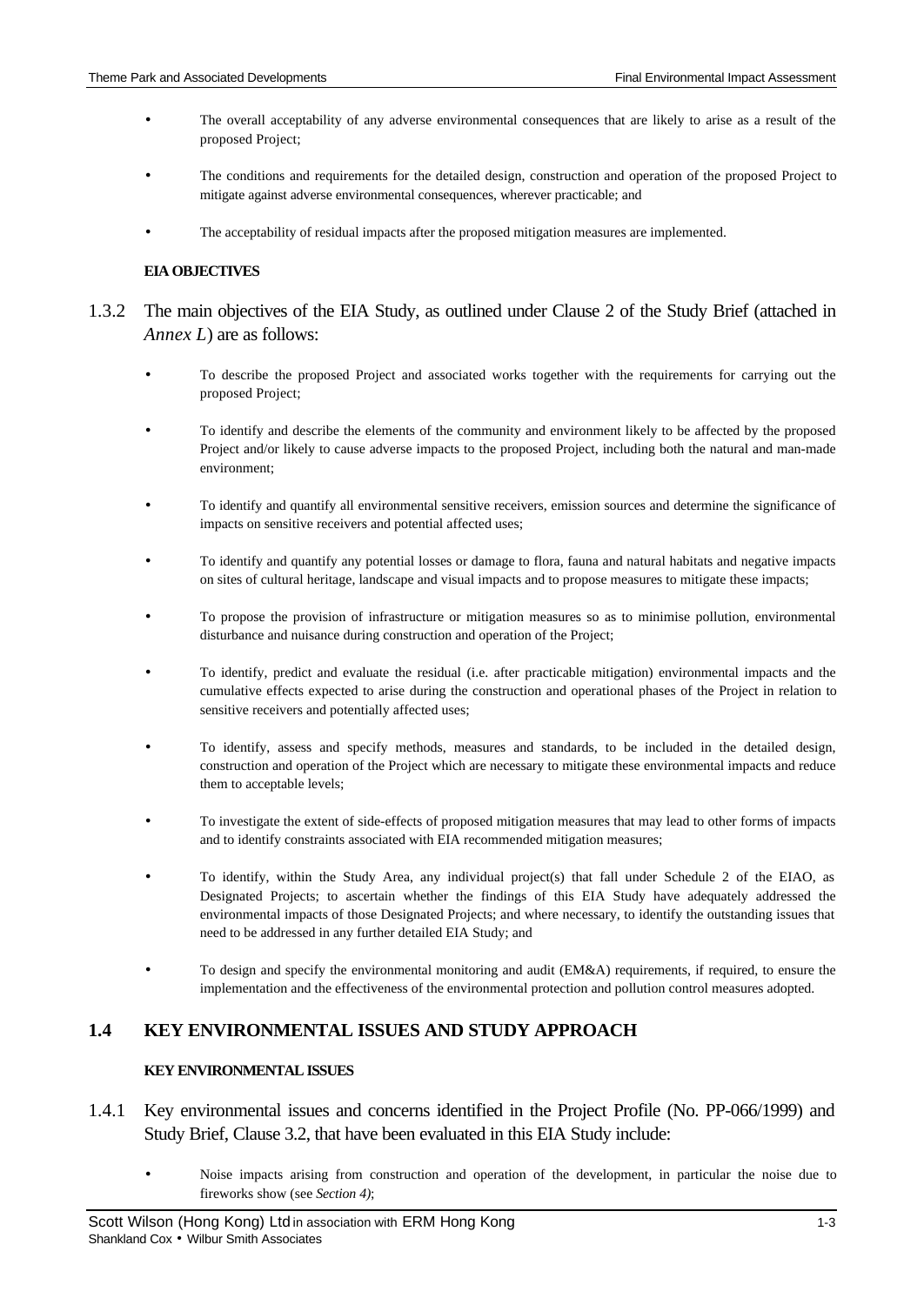- The overall acceptability of any adverse environmental consequences that are likely to arise as a result of the proposed Project;
- The conditions and requirements for the detailed design, construction and operation of the proposed Project to mitigate against adverse environmental consequences, wherever practicable; and
- The acceptability of residual impacts after the proposed mitigation measures are implemented.

#### EIA OBJECTIVES

1.3.2 The main objectives of the EIA Study, as outlined under Clause 2 of the Study Brief (attached in *Annex L*) are as follows:

- To describe the proposed Project and associated works together with the requirements for carrying out the proposed Project;
- To identify and describe the elements of the community and environment likely to be affected by the proposed Project and/or likely to cause adverse impacts to the proposed Project, including both the natural and man-made environment;
- To identify and quantify all environmental sensitive receivers, emission sources and determine the significance of impacts on sensitive receivers and potential affected uses;
- To identify and quantify any potential losses or damage to flora, fauna and natural habitats and negative impacts on sites of cultural heritage, landscape and visual impacts and to propose measures to mitigate these impacts;
- To propose the provision of infrastructure or mitigation measures so as to minimise pollution, environmental disturbance and nuisance during construction and operation of the Project;
- To identify, predict and evaluate the residual (i.e. after practicable mitigation) environmental impacts and the cumulative effects expected to arise during the construction and operational phases of the Project in relation to sensitive receivers and potentially affected uses;
- To identify, assess and specify methods, measures and standards, to be included in the detailed design, construction and operation of the Project which are necessary to mitigate these environmental impacts and reduce them to acceptable levels;
- To investigate the extent of side-effects of proposed mitigation measures that may lead to other forms of impacts and to identify constraints associated with EIA recommended mitigation measures;
- To identify, within the Study Area, any individual project(s) that fall under Schedule 2 of the EIAO, as Designated Projects; to ascertain whether the findings of this EIA Study have adequately addressed the environmental impacts of those Designated Projects; and where necessary, to identify the outstanding issues that need to be addressed in any further detailed EIA Study; and
- To design and specify the environmental monitoring and audit (EM&A) requirements, if required, to ensure the implementation and the effectiveness of the environmental protection and pollution control measures adopted.

## 1.4 KEY ENVIRONMENTAL ISSUES AND STUDY APPROACH

#### KEY ENVIRONMENTAL ISSUES

1.4.1 Key environmental issues and concerns identified in the Project Profile (No. PP-066/1999) and Study Brief, Clause 3.2, that have been evaluated in this EIA Study include:

- Noise impacts arising from construction and operation of the development, in particular the noise due to fireworks show (see *Section 4)*;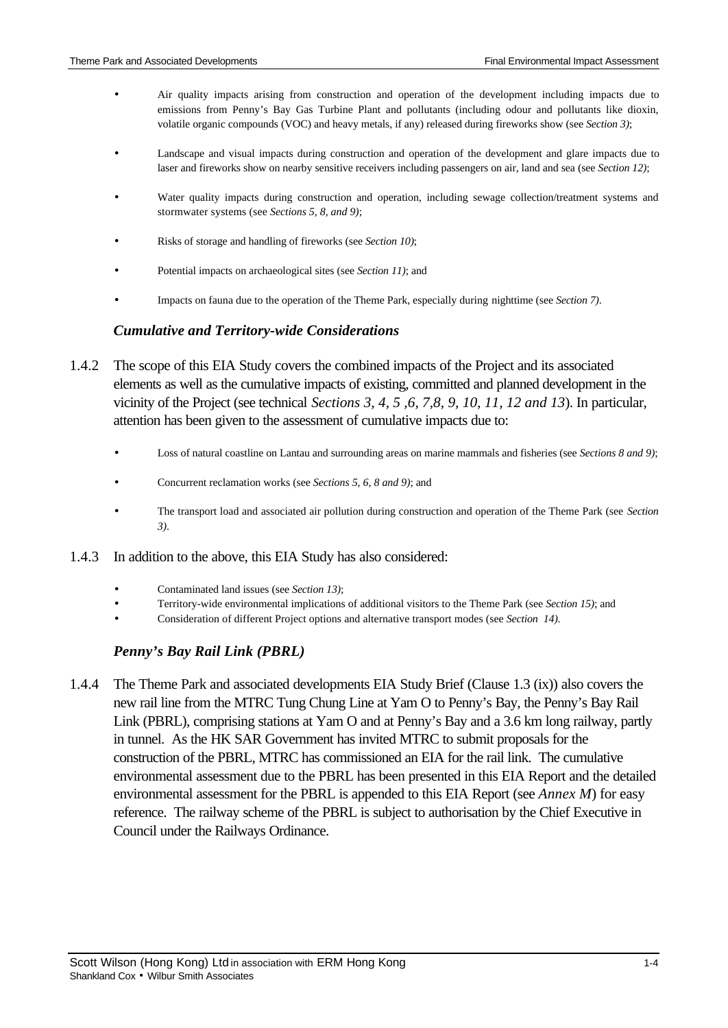- Air quality impacts arising from construction and operation of the development including impacts due to emissions from Penny's Bay Gas Turbine Plant and pollutants (including odour and pollutants like dioxin, volatile organic compounds (VOC) and heavy metals, if any) released during fireworks show (see *Section 3)*;

- Landscape and visual impacts during construction and operation of the development and glare impacts due to laser and fireworks show on nearby sensitive receivers including passengers on air, land and sea (see *Section 12)*;

- Water quality impacts during construction and operation, including sewage collection/treatment systems and stormwater systems (see *Sections 5, 8, and 9)*;

- Risks of storage and handling of fireworks (see *Section 10)*;

- Potential impacts on archaeological sites (see *Section 11)*; and

- Impacts on fauna due to the operation of the Theme Park, especially during nighttime (see *Section 7)*.

### *Cumulative and Territory-wide Considerations*

1.4.2 The scope of this EIA Study covers the combined impacts of the Project and its associated elements as well as the cumulative impacts of existing, committed and planned development in the vicinity of the Project (see technical *Sections 3, 4, 5 ,6, 7,8, 9, 10, 11, 12 and 13*). In particular, attention has been given to the assessment of cumulative impacts due to:

- Loss of natural coastline on Lantau and surrounding areas on marine mammals and fisheries (see *Sections 8 and 9)*;

- Concurrent reclamation works (see *Sections 5, 6, 8 and 9)*; and

- The transport load and associated air pollution during construction and operation of the Theme Park (see *Section 3)*.

1.4.3 In addition to the above, this EIA Study has also considered:

- Contaminated land issues (see *Section 13)*;
- Territory-wide environmental implications of additional visitors to the Theme Park (see *Section 15)*; and
- Consideration of different Project options and alternative transport modes (see *Section 14)*.

### *Penny's Bay Rail Link (PBRL)*

1.4.4 The Theme Park and associated developments EIA Study Brief (Clause 1.3 (ix)) also covers the new rail line from the MTRC Tung Chung Line at Yam O to Penny's Bay, the Penny's Bay Rail Link (PBRL), comprising stations at Yam O and at Penny's Bay and a 3.6 km long railway, partly in tunnel. As the HK SAR Government has invited MTRC to submit proposals for the construction of the PBRL, MTRC has commissioned an EIA for the rail link. The cumulative environmental assessment due to the PBRL has been presented in this EIA Report and the detailed environmental assessment for the PBRL is appended to this EIA Report (see *Annex M*) for easy reference. The railway scheme of the PBRL is subject to authorisation by the Chief Executive in Council under the Railways Ordinance.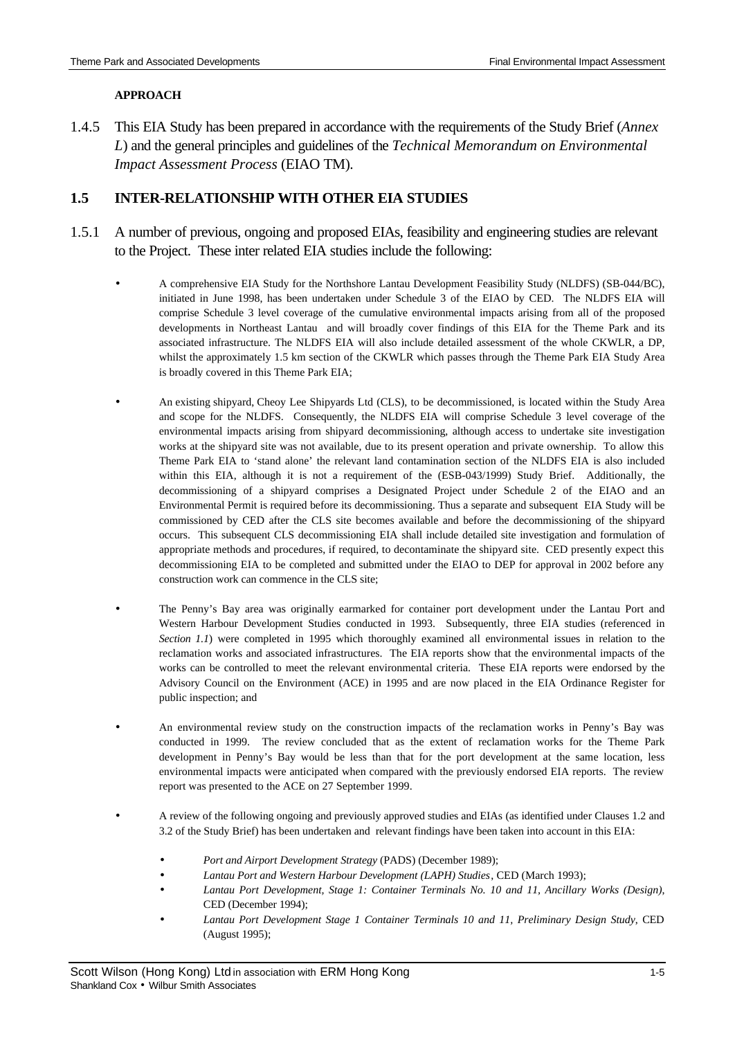**APPROACH**

1.4.5 This EIA Study has been prepared in accordance with the requirements of the Study Brief (*Annex L*) and the general principles and guidelines of the *Technical Memorandum on Environmental Impact Assessment Process* (EIAO TM).

## 1.5 INTER-RELATIONSHIP WITH OTHER EIA STUDIES

1.5.1 A number of previous, ongoing and proposed EIAs, feasibility and engineering studies are relevant to the Project. These inter related EIA studies include the following:

- A comprehensive EIA Study for the Northshore Lantau Development Feasibility Study (NLDFS) (SB-044/BC), initiated in June 1998, has been undertaken under Schedule 3 of the EIAO by CED. The NLDFS EIA will comprise Schedule 3 level coverage of the cumulative environmental impacts arising from all of the proposed developments in Northeast Lantau and will broadly cover findings of this EIA for the Theme Park and its associated infrastructure. The NLDFS EIA will also include detailed assessment of the whole CKWLR, a DP, whilst the approximately 1.5 km section of the CKWLR which passes through the Theme Park EIA Study Area is broadly covered in this Theme Park EIA;

- An existing shipyard, Cheoy Lee Shipyards Ltd (CLS), to be decommissioned, is located within the Study Area and scope for the NLDFS. Consequently, the NLDFS EIA will comprise Schedule 3 level coverage of the environmental impacts arising from shipyard decommissioning, although access to undertake site investigation works at the shipyard site was not available, due to its present operation and private ownership. To allow this Theme Park EIA to 'stand alone' the relevant land contamination section of the NLDFS EIA is also included within this EIA, although it is not a requirement of the (ESB-043/1999) Study Brief. Additionally, the decommissioning of a shipyard comprises a Designated Project under Schedule 2 of the EIAO and an Environmental Permit is required before its decommissioning. Thus a separate and subsequent EIA Study will be commissioned by CED after the CLS site becomes available and before the decommissioning of the shipyard occurs. This subsequent CLS decommissioning EIA shall include detailed site investigation and formulation of appropriate methods and procedures, if required, to decontaminate the shipyard site. CED presently expect this decommissioning EIA to be completed and submitted under the EIAO to DEP for approval in 2002 before any construction work can commence in the CLS site;

- The Penny's Bay area was originally earmarked for container port development under the Lantau Port and Western Harbour Development Studies conducted in 1993. Subsequently, three EIA studies (referenced in *Section 1.1*) were completed in 1995 which thoroughly examined all environmental issues in relation to the reclamation works and associated infrastructures. The EIA reports show that the environmental impacts of the works can be controlled to meet the relevant environmental criteria. These EIA reports were endorsed by the Advisory Council on the Environment (ACE) in 1995 and are now placed in the EIA Ordinance Register for public inspection; and

- An environmental review study on the construction impacts of the reclamation works in Penny's Bay was conducted in 1999. The review concluded that as the extent of reclamation works for the Theme Park development in Penny's Bay would be less than that for the port development at the same location, less environmental impacts were anticipated when compared with the previously endorsed EIA reports. The review report was presented to the ACE on 27 September 1999.

- A review of the following ongoing and previously approved studies and EIAs (as identified under Clauses 1.2 and 3.2 of the Study Brief) has been undertaken and relevant findings have been taken into account in this EIA:
  - *Port and Airport Development Strategy* (PADS) (December 1989);
  - *Lantau Port and Western Harbour Development (LAPH) Studies*, CED (March 1993);
  - *Lantau Port Development, Stage 1: Container Terminals No. 10 and 11, Ancillary Works (Design)*, CED (December 1994);
  - *Lantau Port Development Stage 1 Container Terminals 10 and 11, Preliminary Design Study*, CED (August 1995);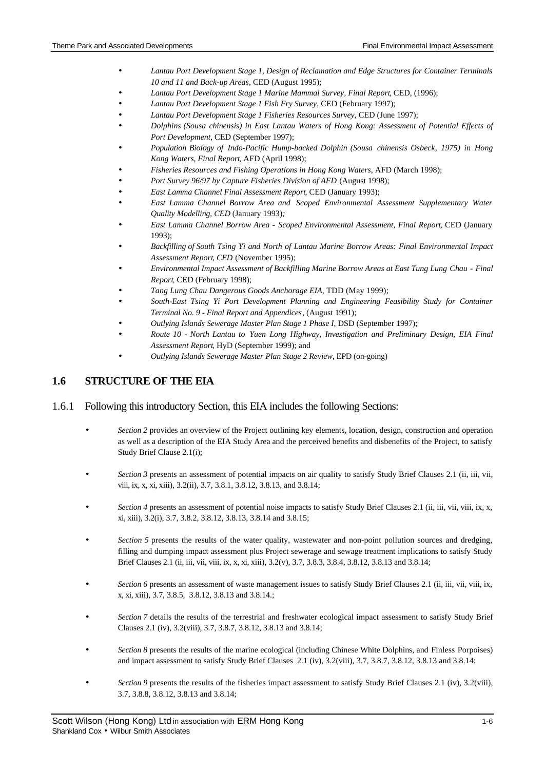- *Lantau Port Development Stage 1, Design of Reclamation and Edge Structures for Container Terminals 10 and 11 and Back-up Areas*, CED (August 1995);
- *Lantau Port Development Stage 1 Marine Mammal Survey, Final Report*, CED, (1996);
- *Lantau Port Development Stage 1 Fish Fry Survey*, CED (February 1997);
- *Lantau Port Development Stage 1 Fisheries Resources Survey*, CED (June 1997);
- *Dolphins (Sousa chinensis) in East Lantau Waters of Hong Kong: Assessment of Potential Effects of Port Development*, CED (September 1997);
- *Population Biology of Indo-Pacific Hump-backed Dolphin (Sousa chinensis Osbeck, 1975) in Hong Kong Waters, Final Report*, AFD (April 1998);
- *Fisheries Resources and Fishing Operations in Hong Kong Waters*, AFD (March 1998);
- *Port Survey 96/97 by Capture Fisheries Division of AFD* (August 1998);
- *East Lamma Channel Final Assessment Report*, CED (January 1993);
- *East Lamma Channel Borrow Area and Scoped Environmental Assessment Supplementary Water Quality Modelling, CED* (January 1993)*;*
- *East Lamma Channel Borrow Area - Scoped Environmental Assessment, Final Report*, CED (January 1993);
- *Backfilling of South Tsing Yi and North of Lantau Marine Borrow Areas: Final Environmental Impact Assessment Report, CED* (November 1995);
- *Environmental Impact Assessment of Backfilling Marine Borrow Areas at East Tung Lung Chau - Final Report*, CED (February 1998);
- *Tang Lung Chau Dangerous Goods Anchorage EIA*, TDD (May 1999);
- *South-East Tsing Yi Port Development Planning and Engineering Feasibility Study for Container Terminal No. 9 - Final Report and Appendices*, (August 1991);
- *Outlying Islands Sewerage Master Plan Stage 1 Phase I*, DSD (September 1997);
- *Route 10 - North Lantau to Yuen Long Highway, Investigation and Preliminary Design, EIA Final Assessment Report*, HyD (September 1999); and
- *Outlying Islands Sewerage Master Plan Stage 2 Review*, EPD (on-going)

## 1.6 STRUCTURE OF THE EIA

1.6.1 Following this introductory Section, this EIA includes the following Sections:

- *Section 2* provides an overview of the Project outlining key elements, location, design, construction and operation as well as a description of the EIA Study Area and the perceived benefits and disbenefits of the Project, to satisfy Study Brief Clause 2.1(i);

- *Section 3* presents an assessment of potential impacts on air quality to satisfy Study Brief Clauses 2.1 (ii, iii, vii, viii, ix, x, xi, xiii), 3.2(ii), 3.7, 3.8.1, 3.8.12, 3.8.13, and 3.8.14;

- *Section 4* presents an assessment of potential noise impacts to satisfy Study Brief Clauses 2.1 (ii, iii, vii, viii, ix, x, xi, xiii), 3.2(i), 3.7, 3.8.2, 3.8.12, 3.8.13, 3.8.14 and 3.8.15;

- *Section 5* presents the results of the water quality, wastewater and non-point pollution sources and dredging, filling and dumping impact assessment plus Project sewerage and sewage treatment implications to satisfy Study Brief Clauses 2.1 (ii, iii, vii, viii, ix, x, xi, xiii), 3.2(v), 3.7, 3.8.3, 3.8.4, 3.8.12, 3.8.13 and 3.8.14;

- *Section 6* presents an assessment of waste management issues to satisfy Study Brief Clauses 2.1 (ii, iii, vii, viii, ix, x, xi, xiii), 3.7, 3.8.5, 3.8.12, 3.8.13 and 3.8.14.;

- *Section 7* details the results of the terrestrial and freshwater ecological impact assessment to satisfy Study Brief Clauses 2.1 (iv), 3.2(viii), 3.7, 3.8.7, 3.8.12, 3.8.13 and 3.8.14;

- *Section 8* presents the results of the marine ecological (including Chinese White Dolphins, and Finless Porpoises) and impact assessment to satisfy Study Brief Clauses 2.1 (iv), 3.2(viii), 3.7, 3.8.7, 3.8.12, 3.8.13 and 3.8.14;

- *Section 9* presents the results of the fisheries impact assessment to satisfy Study Brief Clauses 2.1 (iv), 3.2(viii), 3.7, 3.8.8, 3.8.12, 3.8.13 and 3.8.14;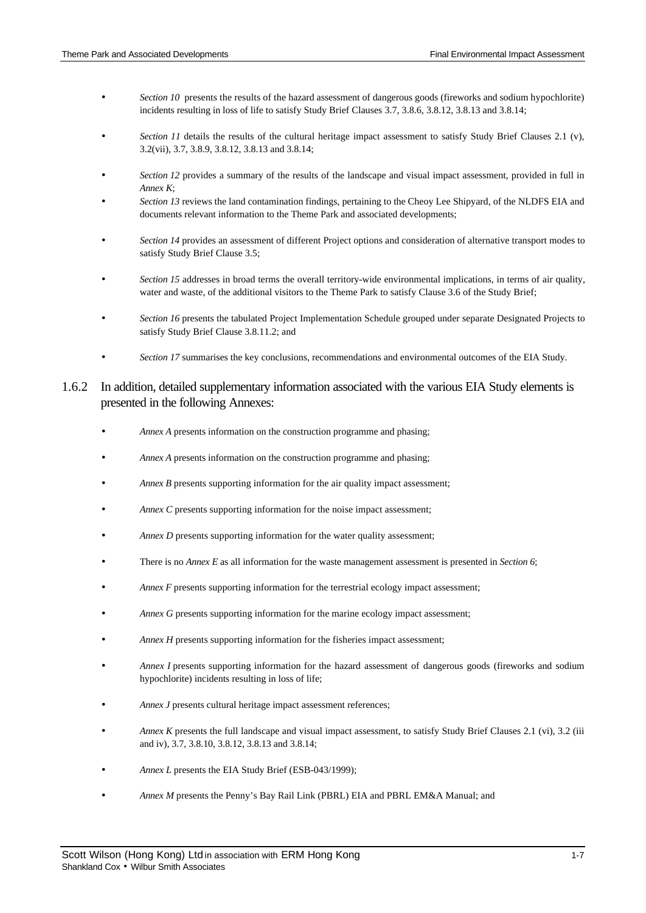- *Section 10* presents the results of the hazard assessment of dangerous goods (fireworks and sodium hypochlorite) incidents resulting in loss of life to satisfy Study Brief Clauses 3.7, 3.8.6, 3.8.12, 3.8.13 and 3.8.14;

- *Section 11* details the results of the cultural heritage impact assessment to satisfy Study Brief Clauses 2.1 (v), 3.2(vii), 3.7, 3.8.9, 3.8.12, 3.8.13 and 3.8.14;

- *Section 12* provides a summary of the results of the landscape and visual impact assessment, provided in full in *Annex K*;
- *Section 13* reviews the land contamination findings, pertaining to the Cheoy Lee Shipyard, of the NLDFS EIA and documents relevant information to the Theme Park and associated developments;

- *Section 14* provides an assessment of different Project options and consideration of alternative transport modes to satisfy Study Brief Clause 3.5;

- *Section 15* addresses in broad terms the overall territory-wide environmental implications, in terms of air quality, water and waste, of the additional visitors to the Theme Park to satisfy Clause 3.6 of the Study Brief;

- *Section 16* presents the tabulated Project Implementation Schedule grouped under separate Designated Projects to satisfy Study Brief Clause 3.8.11.2; and

- *Section 17* summarises the key conclusions, recommendations and environmental outcomes of the EIA Study.

1.6.2 In addition, detailed supplementary information associated with the various EIA Study elements is presented in the following Annexes:

- *Annex A* presents information on the construction programme and phasing;

- *Annex A* presents information on the construction programme and phasing;

- *Annex B* presents supporting information for the air quality impact assessment;

- *Annex C* presents supporting information for the noise impact assessment;

- *Annex D* presents supporting information for the water quality assessment;

- There is no *Annex E* as all information for the waste management assessment is presented in *Section 6*;

- *Annex F* presents supporting information for the terrestrial ecology impact assessment;

- *Annex G* presents supporting information for the marine ecology impact assessment;

- *Annex H* presents supporting information for the fisheries impact assessment;

- *Annex I* presents supporting information for the hazard assessment of dangerous goods (fireworks and sodium hypochlorite) incidents resulting in loss of life;

- *Annex J* presents cultural heritage impact assessment references;

- *Annex K* presents the full landscape and visual impact assessment, to satisfy Study Brief Clauses 2.1 (vi), 3.2 (iii and iv), 3.7, 3.8.10, 3.8.12, 3.8.13 and 3.8.14;

- *Annex L* presents the EIA Study Brief (ESB-043/1999);

- *Annex M* presents the Penny's Bay Rail Link (PBRL) EIA and PBRL EM&A Manual; and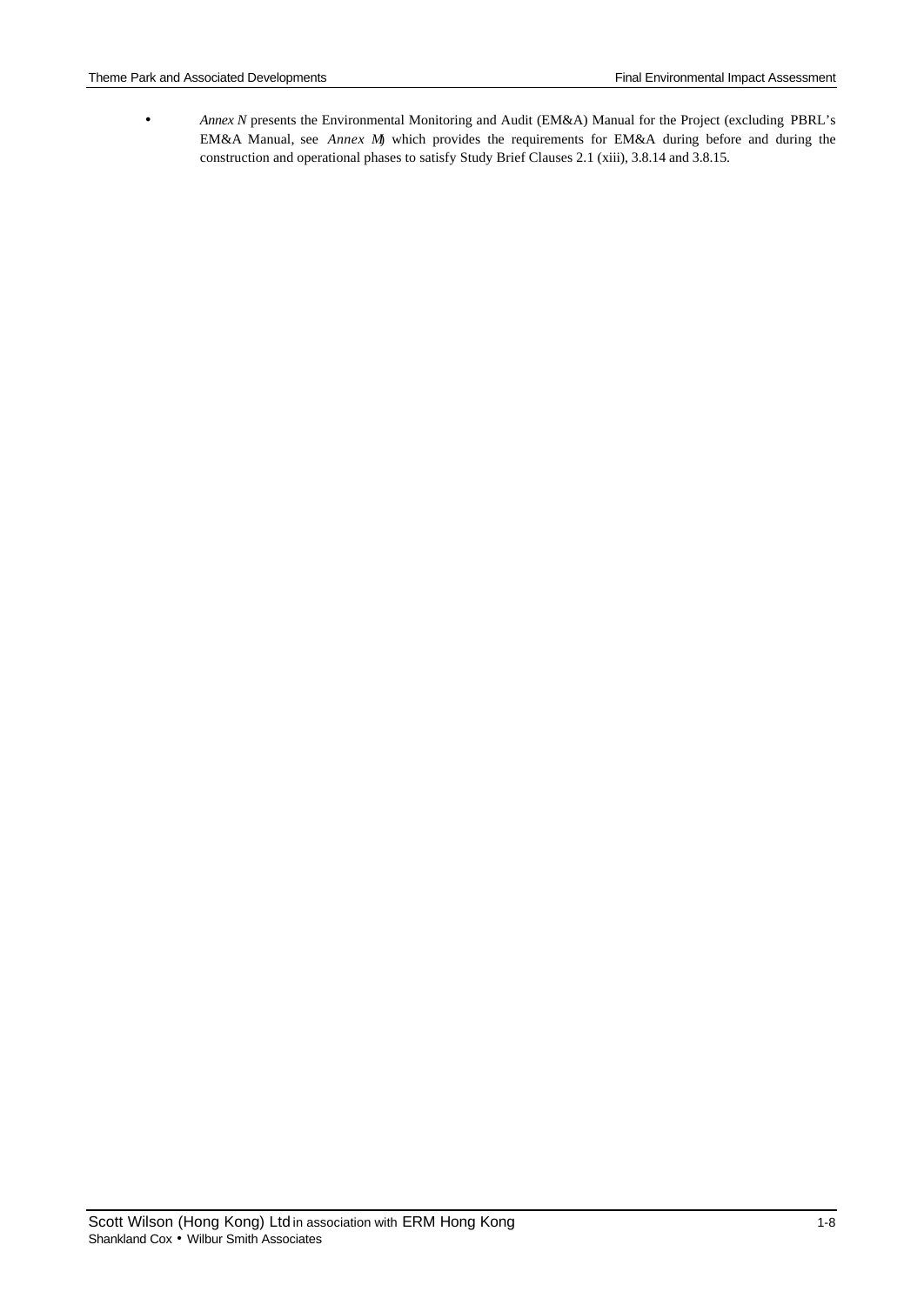- *Annex N* presents the Environmental Monitoring and Audit (EM&A) Manual for the Project (excluding PBRL's EM&A Manual, see *Annex M*) which provides the requirements for EM&A during before and during the construction and operational phases to satisfy Study Brief Clauses 2.1 (xiii), 3.8.14 and 3.8.15.